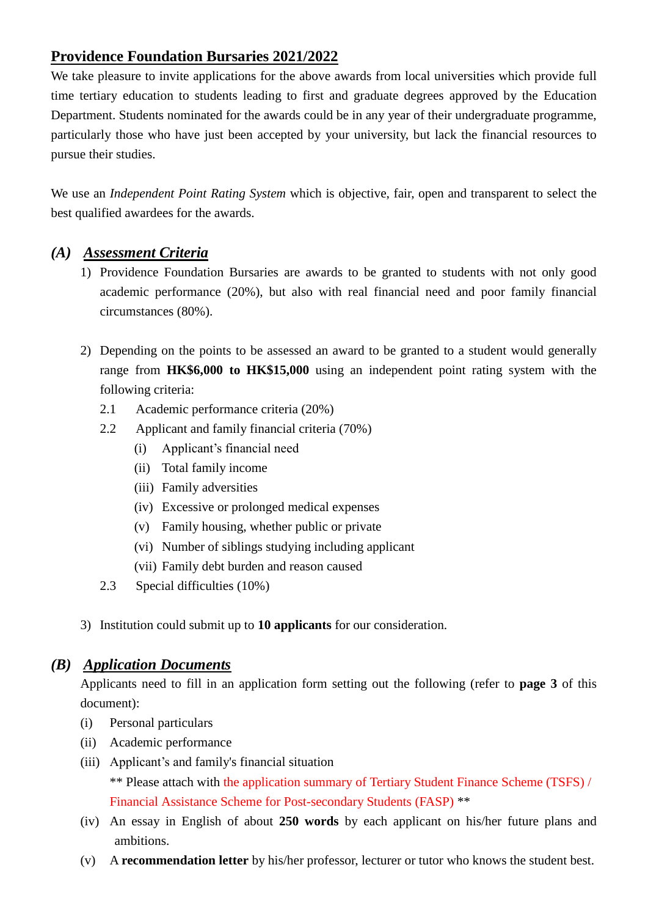## Providence Foundation Bursaries 2021/2022

We take pleasure to invite applications for the above awards from local universities which provide full time tertiary education to students leading to first and graduate degrees approved by the Education Department. Students nominated for the awards could be in any year of their undergraduate programme, particularly those who have just been accepted by your university, but lack the financial resources to pursue their studies.

We use an *Independent Point Rating System* which is objective, fair, open and transparent to select the best qualified awardees for the awards.

### *(A) Assessment Criteria*

1) Providence Foundation Bursaries are awards to be granted to students with not only good academic performance (20%), but also with real financial need and poor family financial circumstances (80%).

2) Depending on the points to be assessed an award to be granted to a student would generally range from **HK$6,000 to HK$15,000** using an independent point rating system with the following criteria:
   - 2.1 Academic performance criteria (20%)
   - 2.2 Applicant and family financial criteria (70%)
     - (i) Applicant's financial need
     - (ii) Total family income
     - (iii) Family adversities
     - (iv) Excessive or prolonged medical expenses
     - (v) Family housing, whether public or private
     - (vi) Number of siblings studying including applicant
     - (vii) Family debt burden and reason caused
   - 2.3 Special difficulties (10%)

3) Institution could submit up to **10 applicants** for our consideration.

### *(B) Application Documents*

Applicants need to fill in an application form setting out the following (refer to **page 3** of this document):

- (i) Personal particulars
- (ii) Academic performance
- (iii) Applicant's and family's financial situation
  ** Please attach with the application summary of Tertiary Student Finance Scheme (TSFS) / Financial Assistance Scheme for Post-secondary Students (FASP) **
- (iv) An essay in English of about **250 words** by each applicant on his/her future plans and ambitions.
- (v) A **recommendation letter** by his/her professor, lecturer or tutor who knows the student best.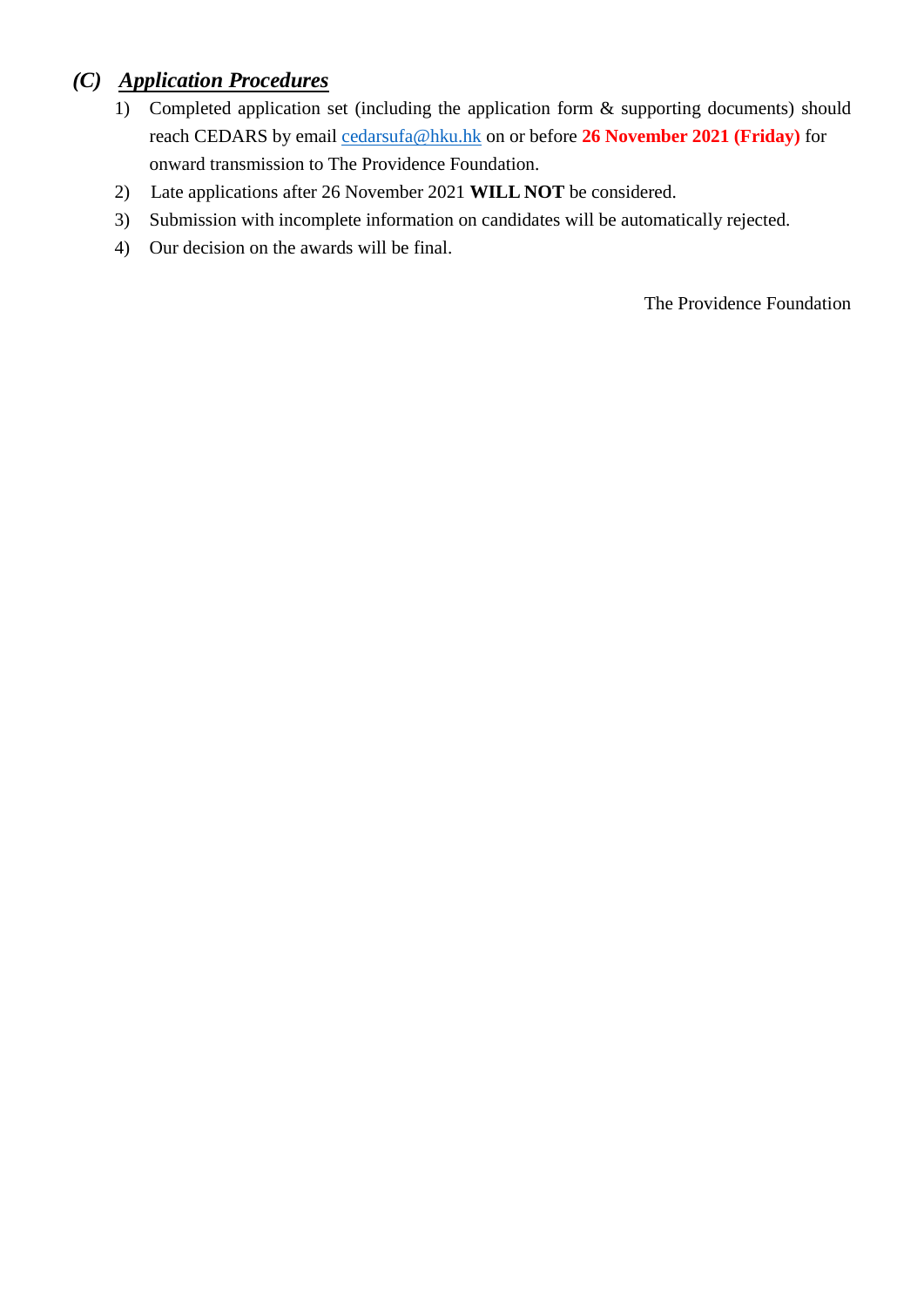## *(C) Application Procedures*

1) Completed application set (including the application form & supporting documents) should reach CEDARS by email cedarsufa@hku.hk on or before **26 November 2021 (Friday)** for onward transmission to The Providence Foundation.
2) Late applications after 26 November 2021 **WILL NOT** be considered.
3) Submission with incomplete information on candidates will be automatically rejected.
4) Our decision on the awards will be final.

The Providence Foundation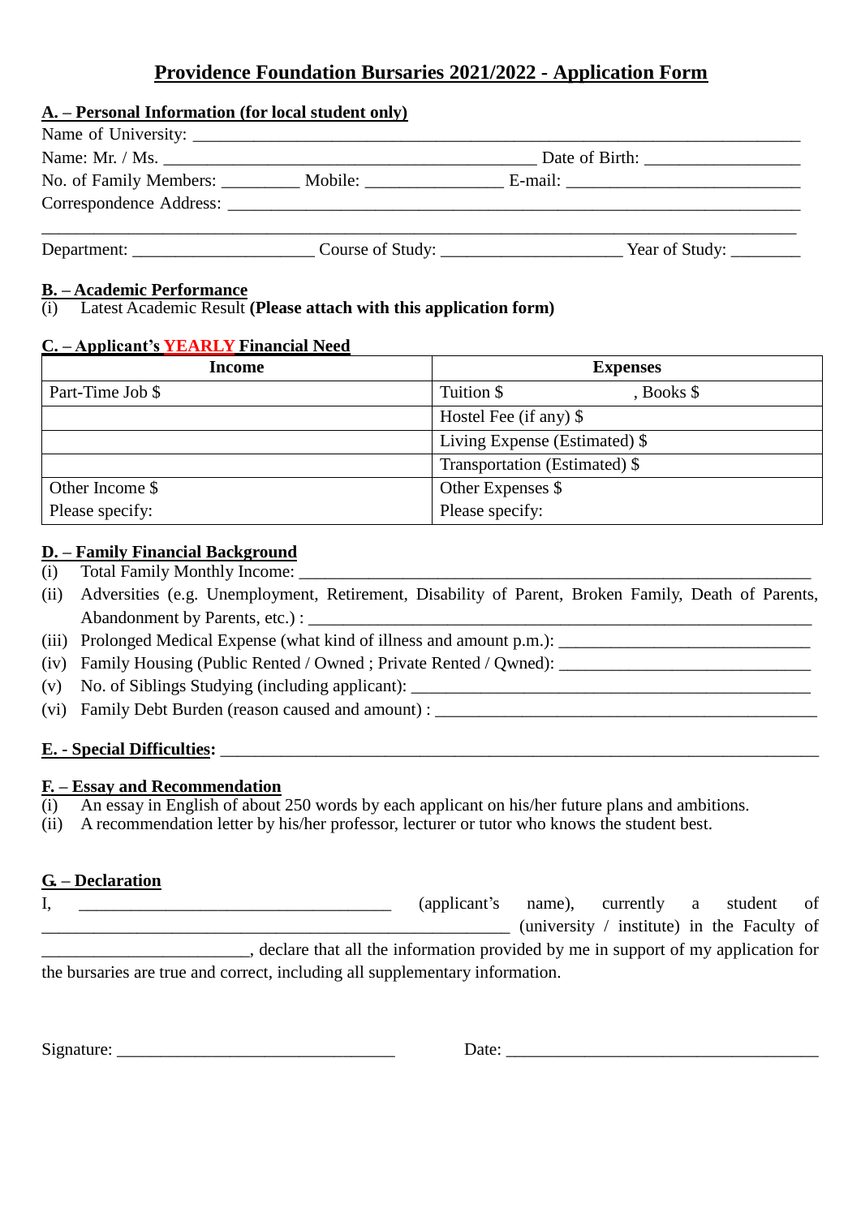# Providence Foundation Bursaries 2021/2022 - Application Form

**A. – Personal Information (for local student only)**

Name of University: ______________________________________________________________

Name: Mr. / Ms. ________________________________________ Date of Birth: _________________

No. of Family Members: ________ Mobile: _______________ E-mail: __________________________

Correspondence Address: __________________________________________________________

______________________________________________________________________________

Department: ____________________ Course of Study: ____________________ Year of Study: ________

**B. – Academic Performance**

(i) Latest Academic Result **(Please attach with this application form)**

**C. – Applicant's YEARLY Financial Need**

| Income | Expenses |
|---|---|
| Part-Time Job $ | Tuition $ , Books $ |
| | Hostel Fee (if any) $ |
| | Living Expense (Estimated) $ |
| | Transportation (Estimated) $ |
| Other Income $<br>Please specify: | Other Expenses $<br>Please specify: |

**D. – Family Financial Background**

(i) Total Family Monthly Income: _______________________________________________________

(ii) Adversities (e.g. Unemployment, Retirement, Disability of Parent, Broken Family, Death of Parents, Abandonment by Parents, etc.) : __________________________________________________

(iii) Prolonged Medical Expense (what kind of illness and amount p.m.): ___________________________

(iv) Family Housing (Public Rented / Owned ; Private Rented / Qwned): ___________________________

(v) No. of Siblings Studying (including applicant): ___________________________________________

(vi) Family Debt Burden (reason caused and amount) : ________________________________________

**E. - Special Difficulties:** _________________________________________________________________

**F. – Essay and Recommendation**

(i) An essay in English of about 250 words by each applicant on his/her future plans and ambitions.

(ii) A recommendation letter by his/her professor, lecturer or tutor who knows the student best.

**G. – Declaration**

I, ___________________________________ (applicant's name), currently a student of ________________________________________________ (university / institute) in the Faculty of ______________________, declare that all the information provided by me in support of my application for the bursaries are true and correct, including all supplementary information.

Signature: ______________________________ Date: ___________________________________